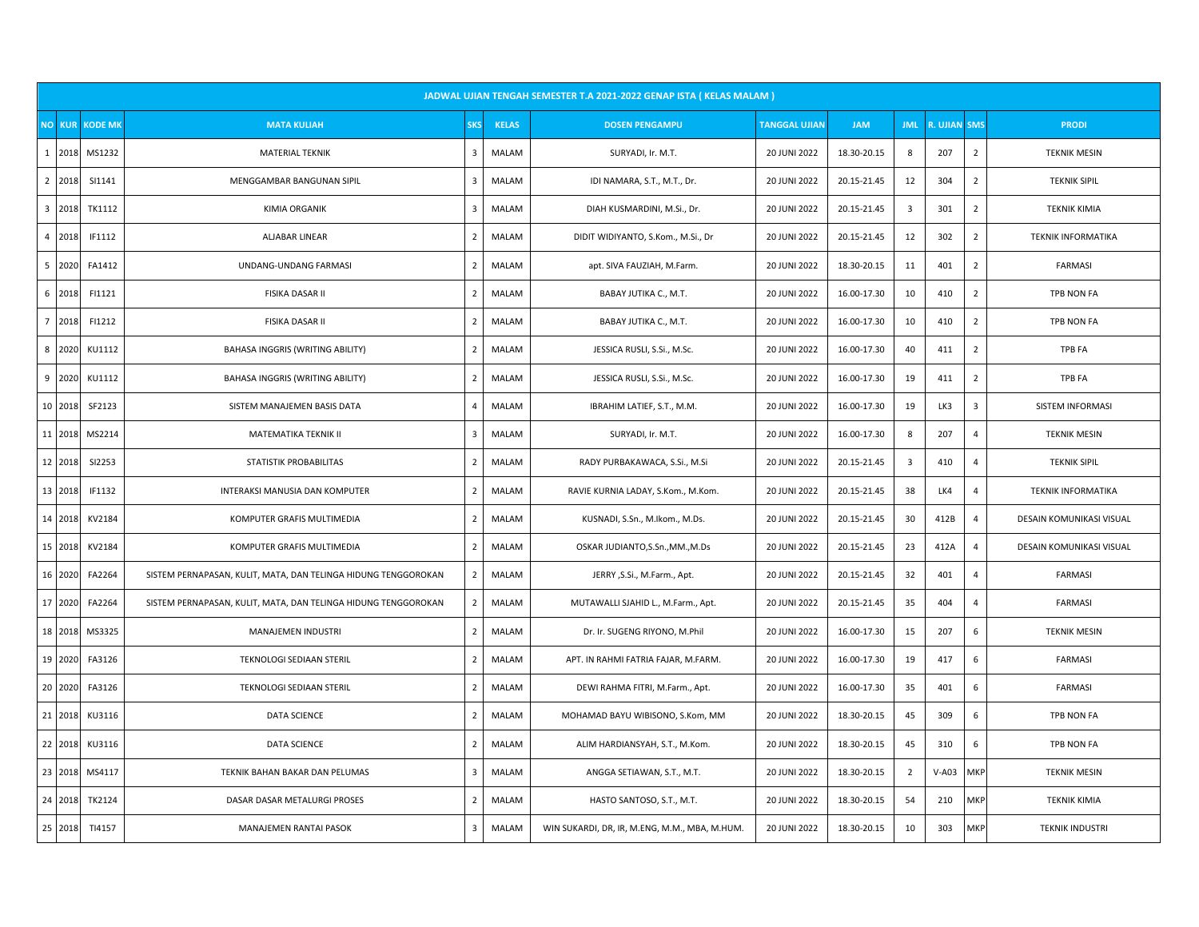| JADWAL UJIAN TENGAH SEMESTER T.A 2021-2022 GENAP ISTA ( KELAS MALAM ) | | | | | | | | | | | | |
|---|---|---|---|---|---|---|---|---|---|---|---|---|
| NO | KUR | KODE MK | MATA KULIAH | SKS | KELAS | DOSEN PENGAMPU | TANGGAL UJIAN | JAM | JML | R. UJIAN | SMS | PRODI |
| 1 | 2018 | MS1232 | MATERIAL TEKNIK | 3 | MALAM | SURYADI, Ir. M.T. | 20 JUNI 2022 | 18.30-20.15 | 8 | 207 | 2 | TEKNIK MESIN |
| 2 | 2018 | SI1141 | MENGGAMBAR BANGUNAN SIPIL | 3 | MALAM | IDI NAMARA, S.T., M.T., Dr. | 20 JUNI 2022 | 20.15-21.45 | 12 | 304 | 2 | TEKNIK SIPIL |
| 3 | 2018 | TK1112 | KIMIA ORGANIK | 3 | MALAM | DIAH KUSMARDINI, M.Si., Dr. | 20 JUNI 2022 | 20.15-21.45 | 3 | 301 | 2 | TEKNIK KIMIA |
| 4 | 2018 | IF1112 | ALJABAR LINEAR | 2 | MALAM | DIDIT WIDIYANTO, S.Kom., M.Si., Dr | 20 JUNI 2022 | 20.15-21.45 | 12 | 302 | 2 | TEKNIK INFORMATIKA |
| 5 | 2020 | FA1412 | UNDANG-UNDANG FARMASI | 2 | MALAM | apt. SIVA FAUZIAH, M.Farm. | 20 JUNI 2022 | 18.30-20.15 | 11 | 401 | 2 | FARMASI |
| 6 | 2018 | FI1121 | FISIKA DASAR II | 2 | MALAM | BABAY JUTIKA C., M.T. | 20 JUNI 2022 | 16.00-17.30 | 10 | 410 | 2 | TPB NON FA |
| 7 | 2018 | FI1212 | FISIKA DASAR II | 2 | MALAM | BABAY JUTIKA C., M.T. | 20 JUNI 2022 | 16.00-17.30 | 10 | 410 | 2 | TPB NON FA |
| 8 | 2020 | KU1112 | BAHASA INGGRIS (WRITING ABILITY) | 2 | MALAM | JESSICA RUSLI, S.Si., M.Sc. | 20 JUNI 2022 | 16.00-17.30 | 40 | 411 | 2 | TPB FA |
| 9 | 2020 | KU1112 | BAHASA INGGRIS (WRITING ABILITY) | 2 | MALAM | JESSICA RUSLI, S.Si., M.Sc. | 20 JUNI 2022 | 16.00-17.30 | 19 | 411 | 2 | TPB FA |
| 10 | 2018 | SF2123 | SISTEM MANAJEMEN BASIS DATA | 4 | MALAM | IBRAHIM LATIEF, S.T., M.M. | 20 JUNI 2022 | 16.00-17.30 | 19 | LK3 | 3 | SISTEM INFORMASI |
| 11 | 2018 | MS2214 | MATEMATIKA TEKNIK II | 3 | MALAM | SURYADI, Ir. M.T. | 20 JUNI 2022 | 16.00-17.30 | 8 | 207 | 4 | TEKNIK MESIN |
| 12 | 2018 | SI2253 | STATISTIK PROBABILITAS | 2 | MALAM | RADY PURBAKAWACA, S.Si., M.Si | 20 JUNI 2022 | 20.15-21.45 | 3 | 410 | 4 | TEKNIK SIPIL |
| 13 | 2018 | IF1132 | INTERAKSI MANUSIA DAN KOMPUTER | 2 | MALAM | RAVIE KURNIA LADAY, S.Kom., M.Kom. | 20 JUNI 2022 | 20.15-21.45 | 38 | LK4 | 4 | TEKNIK INFORMATIKA |
| 14 | 2018 | KV2184 | KOMPUTER GRAFIS MULTIMEDIA | 2 | MALAM | KUSNADI, S.Sn., M.Ikom., M.Ds. | 20 JUNI 2022 | 20.15-21.45 | 30 | 412B | 4 | DESAIN KOMUNIKASI VISUAL |
| 15 | 2018 | KV2184 | KOMPUTER GRAFIS MULTIMEDIA | 2 | MALAM | OSKAR JUDIANTO,S.Sn.,MM.,M.Ds | 20 JUNI 2022 | 20.15-21.45 | 23 | 412A | 4 | DESAIN KOMUNIKASI VISUAL |
| 16 | 2020 | FA2264 | SISTEM PERNAPASAN, KULIT, MATA, DAN TELINGA HIDUNG TENGGOROKAN | 2 | MALAM | JERRY ,S.Si., M.Farm., Apt. | 20 JUNI 2022 | 20.15-21.45 | 32 | 401 | 4 | FARMASI |
| 17 | 2020 | FA2264 | SISTEM PERNAPASAN, KULIT, MATA, DAN TELINGA HIDUNG TENGGOROKAN | 2 | MALAM | MUTAWALLI SJAHID L., M.Farm., Apt. | 20 JUNI 2022 | 20.15-21.45 | 35 | 404 | 4 | FARMASI |
| 18 | 2018 | MS3325 | MANAJEMEN INDUSTRI | 2 | MALAM | Dr. Ir. SUGENG RIYONO, M.Phil | 20 JUNI 2022 | 16.00-17.30 | 15 | 207 | 6 | TEKNIK MESIN |
| 19 | 2020 | FA3126 | TEKNOLOGI SEDIAAN STERIL | 2 | MALAM | APT. IN RAHMI FATRIA FAJAR, M.FARM. | 20 JUNI 2022 | 16.00-17.30 | 19 | 417 | 6 | FARMASI |
| 20 | 2020 | FA3126 | TEKNOLOGI SEDIAAN STERIL | 2 | MALAM | DEWI RAHMA FITRI, M.Farm., Apt. | 20 JUNI 2022 | 16.00-17.30 | 35 | 401 | 6 | FARMASI |
| 21 | 2018 | KU3116 | DATA SCIENCE | 2 | MALAM | MOHAMAD BAYU WIBISONO, S.Kom, MM | 20 JUNI 2022 | 18.30-20.15 | 45 | 309 | 6 | TPB NON FA |
| 22 | 2018 | KU3116 | DATA SCIENCE | 2 | MALAM | ALIM HARDIANSYAH, S.T., M.Kom. | 20 JUNI 2022 | 18.30-20.15 | 45 | 310 | 6 | TPB NON FA |
| 23 | 2018 | MS4117 | TEKNIK BAHAN BAKAR DAN PELUMAS | 3 | MALAM | ANGGA SETIAWAN, S.T., M.T. | 20 JUNI 2022 | 18.30-20.15 | 2 | V-A03 | MKP | TEKNIK MESIN |
| 24 | 2018 | TK2124 | DASAR DASAR METALURGI PROSES | 2 | MALAM | HASTO SANTOSO, S.T., M.T. | 20 JUNI 2022 | 18.30-20.15 | 54 | 210 | MKP | TEKNIK KIMIA |
| 25 | 2018 | TI4157 | MANAJEMEN RANTAI PASOK | 3 | MALAM | WIN SUKARDI, DR, IR, M.ENG, M.M., MBA, M.HUM. | 20 JUNI 2022 | 18.30-20.15 | 10 | 303 | MKP | TEKNIK INDUSTRI |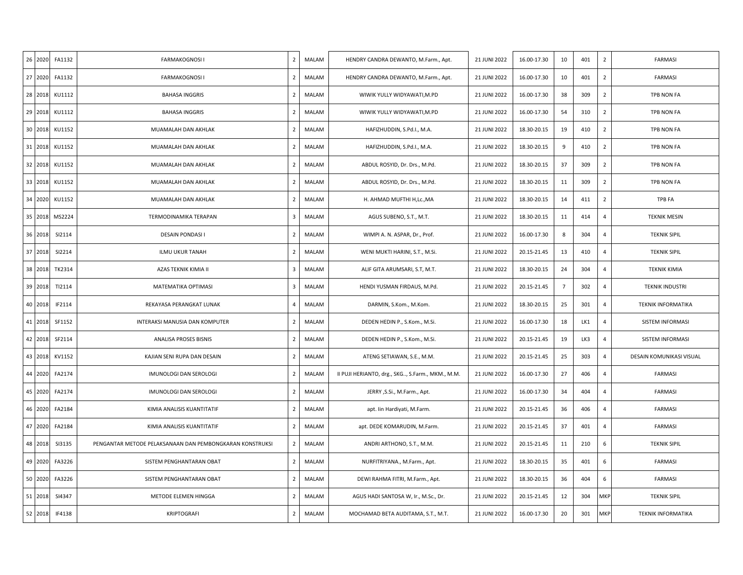| 26 | 2020 | FA1132 | FARMAKOGNOSI I | 2 | MALAM | HENDRY CANDRA DEWANTO, M.Farm., Apt. | 21 JUNI 2022 | 16.00-17.30 | 10 | 401 | 2 | FARMASI |
|---|---|---|---|---|---|---|---|---|---|---|---|---|
| 27 | 2020 | FA1132 | FARMAKOGNOSI I | 2 | MALAM | HENDRY CANDRA DEWANTO, M.Farm., Apt. | 21 JUNI 2022 | 16.00-17.30 | 10 | 401 | 2 | FARMASI |
| 28 | 2018 | KU1112 | BAHASA INGGRIS | 2 | MALAM | WIWIK YULLY WIDYAWATI,M.PD | 21 JUNI 2022 | 16.00-17.30 | 38 | 309 | 2 | TPB NON FA |
| 29 | 2018 | KU1112 | BAHASA INGGRIS | 2 | MALAM | WIWIK YULLY WIDYAWATI,M.PD | 21 JUNI 2022 | 16.00-17.30 | 54 | 310 | 2 | TPB NON FA |
| 30 | 2018 | KU1152 | MUAMALAH DAN AKHLAK | 2 | MALAM | HAFIZHUDDIN, S.Pd.I., M.A. | 21 JUNI 2022 | 18.30-20.15 | 19 | 410 | 2 | TPB NON FA |
| 31 | 2018 | KU1152 | MUAMALAH DAN AKHLAK | 2 | MALAM | HAFIZHUDDIN, S.Pd.I., M.A. | 21 JUNI 2022 | 18.30-20.15 | 9 | 410 | 2 | TPB NON FA |
| 32 | 2018 | KU1152 | MUAMALAH DAN AKHLAK | 2 | MALAM | ABDUL ROSYID, Dr. Drs., M.Pd. | 21 JUNI 2022 | 18.30-20.15 | 37 | 309 | 2 | TPB NON FA |
| 33 | 2018 | KU1152 | MUAMALAH DAN AKHLAK | 2 | MALAM | ABDUL ROSYID, Dr. Drs., M.Pd. | 21 JUNI 2022 | 18.30-20.15 | 11 | 309 | 2 | TPB NON FA |
| 34 | 2020 | KU1152 | MUAMALAH DAN AKHLAK | 2 | MALAM | H. AHMAD MUFTHI H,Lc.,MA | 21 JUNI 2022 | 18.30-20.15 | 14 | 411 | 2 | TPB FA |
| 35 | 2018 | MS2224 | TERMODINAMIKA TERAPAN | 3 | MALAM | AGUS SUBENO, S.T., M.T. | 21 JUNI 2022 | 18.30-20.15 | 11 | 414 | 4 | TEKNIK MESIN |
| 36 | 2018 | SI2114 | DESAIN PONDASI I | 2 | MALAM | WIMPI A. N. ASPAR, Dr., Prof. | 21 JUNI 2022 | 16.00-17.30 | 8 | 304 | 4 | TEKNIK SIPIL |
| 37 | 2018 | SI2214 | ILMU UKUR TANAH | 2 | MALAM | WENI MUKTI HARINI, S.T., M.Si. | 21 JUNI 2022 | 20.15-21.45 | 13 | 410 | 4 | TEKNIK SIPIL |
| 38 | 2018 | TK2314 | AZAS TEKNIK KIMIA II | 3 | MALAM | ALIF GITA ARUMSARI, S.T, M.T. | 21 JUNI 2022 | 18.30-20.15 | 24 | 304 | 4 | TEKNIK KIMIA |
| 39 | 2018 | TI2114 | MATEMATIKA OPTIMASI | 3 | MALAM | HENDI YUSMAN FIRDAUS, M.Pd. | 21 JUNI 2022 | 20.15-21.45 | 7 | 302 | 4 | TEKNIK INDUSTRI |
| 40 | 2018 | IF2114 | REKAYASA PERANGKAT LUNAK | 4 | MALAM | DARMIN, S.Kom., M.Kom. | 21 JUNI 2022 | 18.30-20.15 | 25 | 301 | 4 | TEKNIK INFORMATIKA |
| 41 | 2018 | SF1152 | INTERAKSI MANUSIA DAN KOMPUTER | 2 | MALAM | DEDEN HEDIN P., S.Kom., M.Si. | 21 JUNI 2022 | 16.00-17.30 | 18 | LK1 | 4 | SISTEM INFORMASI |
| 42 | 2018 | SF2114 | ANALISA PROSES BISNIS | 2 | MALAM | DEDEN HEDIN P., S.Kom., M.Si. | 21 JUNI 2022 | 20.15-21.45 | 19 | LK3 | 4 | SISTEM INFORMASI |
| 43 | 2018 | KV1152 | KAJIAN SENI RUPA DAN DESAIN | 2 | MALAM | ATENG SETIAWAN, S.E., M.M. | 21 JUNI 2022 | 20.15-21.45 | 25 | 303 | 4 | DESAIN KOMUNIKASI VISUAL |
| 44 | 2020 | FA2174 | IMUNOLOGI DAN SEROLOGI | 2 | MALAM | II PUJI HERIANTO, drg., SKG.., S.Farm., MKM., M.M. | 21 JUNI 2022 | 16.00-17.30 | 27 | 406 | 4 | FARMASI |
| 45 | 2020 | FA2174 | IMUNOLOGI DAN SEROLOGI | 2 | MALAM | JERRY ,S.Si., M.Farm., Apt. | 21 JUNI 2022 | 16.00-17.30 | 34 | 404 | 4 | FARMASI |
| 46 | 2020 | FA2184 | KIMIA ANALISIS KUANTITATIF | 2 | MALAM | apt. Iin Hardiyati, M.Farm. | 21 JUNI 2022 | 20.15-21.45 | 36 | 406 | 4 | FARMASI |
| 47 | 2020 | FA2184 | KIMIA ANALISIS KUANTITATIF | 2 | MALAM | apt. DEDE KOMARUDIN, M.Farm. | 21 JUNI 2022 | 20.15-21.45 | 37 | 401 | 4 | FARMASI |
| 48 | 2018 | SI3135 | PENGANTAR METODE PELAKSANAAN DAN PEMBONGKARAN KONSTRUKSI | 2 | MALAM | ANDRI ARTHONO, S.T., M.M. | 21 JUNI 2022 | 20.15-21.45 | 11 | 210 | 6 | TEKNIK SIPIL |
| 49 | 2020 | FA3226 | SISTEM PENGHANTARAN OBAT | 2 | MALAM | NURFITRIYANA., M.Farm., Apt. | 21 JUNI 2022 | 18.30-20.15 | 35 | 401 | 6 | FARMASI |
| 50 | 2020 | FA3226 | SISTEM PENGHANTARAN OBAT | 2 | MALAM | DEWI RAHMA FITRI, M.Farm., Apt. | 21 JUNI 2022 | 18.30-20.15 | 36 | 404 | 6 | FARMASI |
| 51 | 2018 | SI4347 | METODE ELEMEN HINGGA | 2 | MALAM | AGUS HADI SANTOSA W, Ir., M.Sc., Dr. | 21 JUNI 2022 | 20.15-21.45 | 12 | 304 | MKP | TEKNIK SIPIL |
| 52 | 2018 | IF4138 | KRIPTOGRAFI | 2 | MALAM | MOCHAMAD BETA AUDITAMA, S.T., M.T. | 21 JUNI 2022 | 16.00-17.30 | 20 | 301 | MKP | TEKNIK INFORMATIKA |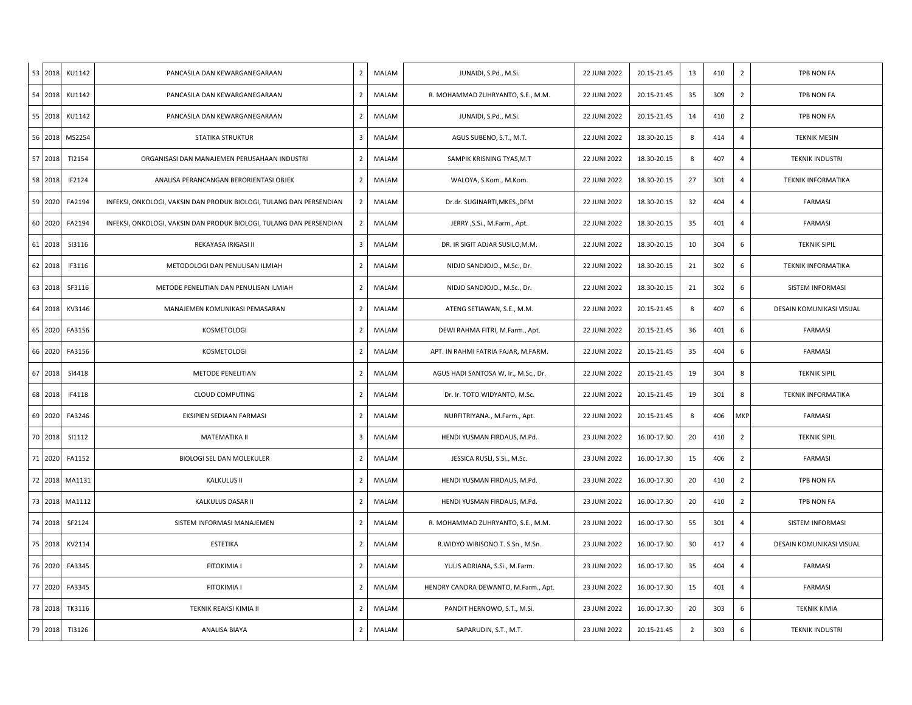| | | | | | | | | | | | | |
|---|---|---|---|---|---|---|---|---|---|---|---|---|
| 53 | 2018 | KU1142 | PANCASILA DAN KEWARGANEGARAAN | 2 | MALAM | JUNAIDI, S.Pd., M.Si. | 22 JUNI 2022 | 20.15-21.45 | 13 | 410 | 2 | TPB NON FA |
| 54 | 2018 | KU1142 | PANCASILA DAN KEWARGANEGARAAN | 2 | MALAM | R. MOHAMMAD ZUHRYANTO, S.E., M.M. | 22 JUNI 2022 | 20.15-21.45 | 35 | 309 | 2 | TPB NON FA |
| 55 | 2018 | KU1142 | PANCASILA DAN KEWARGANEGARAAN | 2 | MALAM | JUNAIDI, S.Pd., M.Si. | 22 JUNI 2022 | 20.15-21.45 | 14 | 410 | 2 | TPB NON FA |
| 56 | 2018 | MS2254 | STATIKA STRUKTUR | 3 | MALAM | AGUS SUBENO, S.T., M.T. | 22 JUNI 2022 | 18.30-20.15 | 8 | 414 | 4 | TEKNIK MESIN |
| 57 | 2018 | TI2154 | ORGANISASI DAN MANAJEMEN PERUSAHAAN INDUSTRI | 2 | MALAM | SAMPIK KRISNING TYAS,M.T | 22 JUNI 2022 | 18.30-20.15 | 8 | 407 | 4 | TEKNIK INDUSTRI |
| 58 | 2018 | IF2124 | ANALISA PERANCANGAN BERORIENTASI OBJEK | 2 | MALAM | WALOYA, S.Kom., M.Kom. | 22 JUNI 2022 | 18.30-20.15 | 27 | 301 | 4 | TEKNIK INFORMATIKA |
| 59 | 2020 | FA2194 | INFEKSI, ONKOLOGI, VAKSIN DAN PRODUK BIOLOGI, TULANG DAN PERSENDIAN | 2 | MALAM | Dr.dr. SUGINARTI,MKES.,DFM | 22 JUNI 2022 | 18.30-20.15 | 32 | 404 | 4 | FARMASI |
| 60 | 2020 | FA2194 | INFEKSI, ONKOLOGI, VAKSIN DAN PRODUK BIOLOGI, TULANG DAN PERSENDIAN | 2 | MALAM | JERRY ,S.Si., M.Farm., Apt. | 22 JUNI 2022 | 18.30-20.15 | 35 | 401 | 4 | FARMASI |
| 61 | 2018 | SI3116 | REKAYASA IRIGASI II | 3 | MALAM | DR. IR SIGIT ADJAR SUSILO,M.M. | 22 JUNI 2022 | 18.30-20.15 | 10 | 304 | 6 | TEKNIK SIPIL |
| 62 | 2018 | IF3116 | METODOLOGI DAN PENULISAN ILMIAH | 2 | MALAM | NIDJO SANDJOJO., M.Sc., Dr. | 22 JUNI 2022 | 18.30-20.15 | 21 | 302 | 6 | TEKNIK INFORMATIKA |
| 63 | 2018 | SF3116 | METODE PENELITIAN DAN PENULISAN ILMIAH | 2 | MALAM | NIDJO SANDJOJO., M.Sc., Dr. | 22 JUNI 2022 | 18.30-20.15 | 21 | 302 | 6 | SISTEM INFORMASI |
| 64 | 2018 | KV3146 | MANAJEMEN KOMUNIKASI PEMASARAN | 2 | MALAM | ATENG SETIAWAN, S.E., M.M. | 22 JUNI 2022 | 20.15-21.45 | 8 | 407 | 6 | DESAIN KOMUNIKASI VISUAL |
| 65 | 2020 | FA3156 | KOSMETOLOGI | 2 | MALAM | DEWI RAHMA FITRI, M.Farm., Apt. | 22 JUNI 2022 | 20.15-21.45 | 36 | 401 | 6 | FARMASI |
| 66 | 2020 | FA3156 | KOSMETOLOGI | 2 | MALAM | APT. IN RAHMI FATRIA FAJAR, M.FARM. | 22 JUNI 2022 | 20.15-21.45 | 35 | 404 | 6 | FARMASI |
| 67 | 2018 | SI4418 | METODE PENELITIAN | 2 | MALAM | AGUS HADI SANTOSA W, Ir., M.Sc., Dr. | 22 JUNI 2022 | 20.15-21.45 | 19 | 304 | 8 | TEKNIK SIPIL |
| 68 | 2018 | IF4118 | CLOUD COMPUTING | 2 | MALAM | Dr. Ir. TOTO WIDYANTO, M.Sc. | 22 JUNI 2022 | 20.15-21.45 | 19 | 301 | 8 | TEKNIK INFORMATIKA |
| 69 | 2020 | FA3246 | EKSIPIEN SEDIAAN FARMASI | 2 | MALAM | NURFITRIYANA., M.Farm., Apt. | 22 JUNI 2022 | 20.15-21.45 | 8 | 406 | MKP | FARMASI |
| 70 | 2018 | SI1112 | MATEMATIKA II | 3 | MALAM | HENDI YUSMAN FIRDAUS, M.Pd. | 23 JUNI 2022 | 16.00-17.30 | 20 | 410 | 2 | TEKNIK SIPIL |
| 71 | 2020 | FA1152 | BIOLOGI SEL DAN MOLEKULER | 2 | MALAM | JESSICA RUSLI, S.Si., M.Sc. | 23 JUNI 2022 | 16.00-17.30 | 15 | 406 | 2 | FARMASI |
| 72 | 2018 | MA1131 | KALKULUS II | 2 | MALAM | HENDI YUSMAN FIRDAUS, M.Pd. | 23 JUNI 2022 | 16.00-17.30 | 20 | 410 | 2 | TPB NON FA |
| 73 | 2018 | MA1112 | KALKULUS DASAR II | 2 | MALAM | HENDI YUSMAN FIRDAUS, M.Pd. | 23 JUNI 2022 | 16.00-17.30 | 20 | 410 | 2 | TPB NON FA |
| 74 | 2018 | SF2124 | SISTEM INFORMASI MANAJEMEN | 2 | MALAM | R. MOHAMMAD ZUHRYANTO, S.E., M.M. | 23 JUNI 2022 | 16.00-17.30 | 55 | 301 | 4 | SISTEM INFORMASI |
| 75 | 2018 | KV2114 | ESTETIKA | 2 | MALAM | R.WIDYO WIBISONO T. S.Sn., M.Sn. | 23 JUNI 2022 | 16.00-17.30 | 30 | 417 | 4 | DESAIN KOMUNIKASI VISUAL |
| 76 | 2020 | FA3345 | FITOKIMIA I | 2 | MALAM | YULIS ADRIANA, S.Si., M.Farm. | 23 JUNI 2022 | 16.00-17.30 | 35 | 404 | 4 | FARMASI |
| 77 | 2020 | FA3345 | FITOKIMIA I | 2 | MALAM | HENDRY CANDRA DEWANTO, M.Farm., Apt. | 23 JUNI 2022 | 16.00-17.30 | 15 | 401 | 4 | FARMASI |
| 78 | 2018 | TK3116 | TEKNIK REAKSI KIMIA II | 2 | MALAM | PANDIT HERNOWO, S.T., M.Si. | 23 JUNI 2022 | 16.00-17.30 | 20 | 303 | 6 | TEKNIK KIMIA |
| 79 | 2018 | TI3126 | ANALISA BIAYA | 2 | MALAM | SAPARUDIN, S.T., M.T. | 23 JUNI 2022 | 20.15-21.45 | 2 | 303 | 6 | TEKNIK INDUSTRI |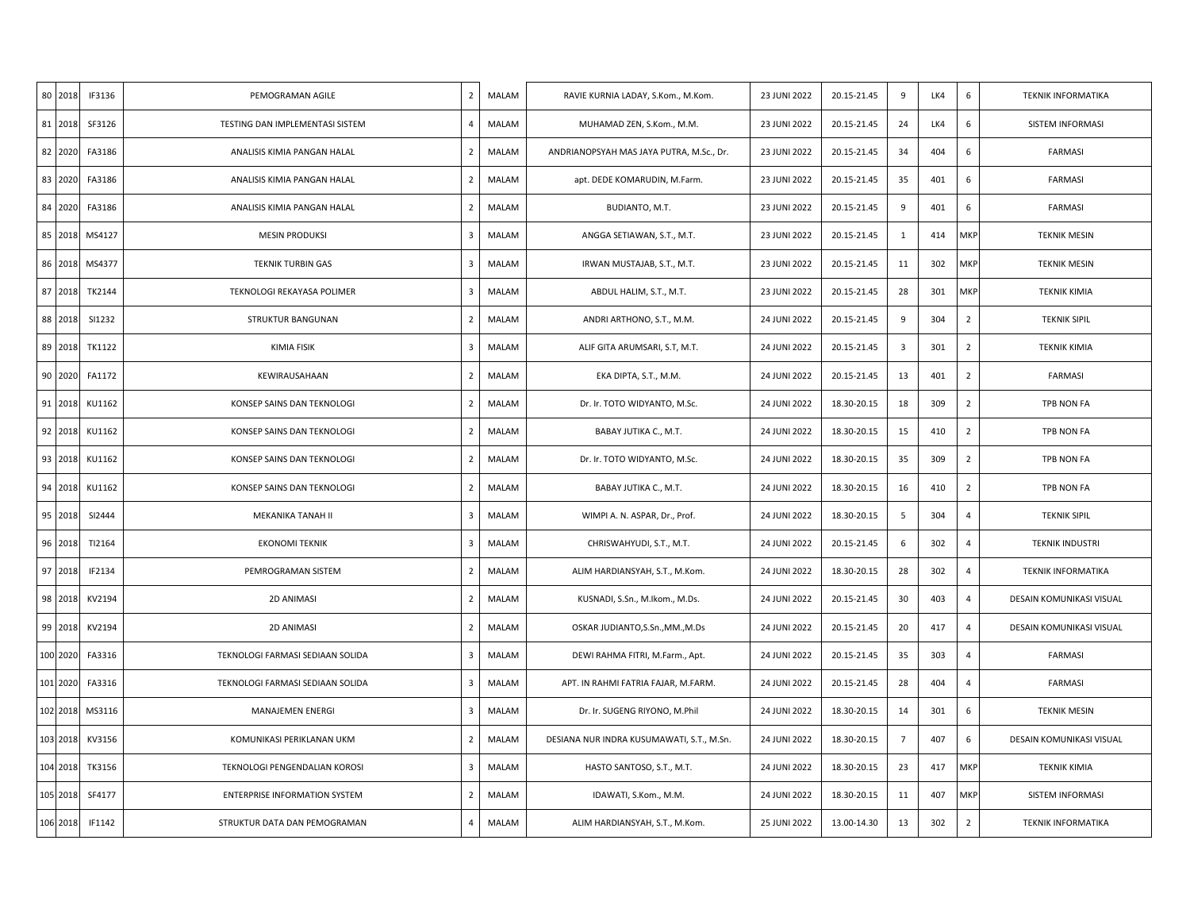| | | | | | | | | | | | | |
|---|---|---|---|---|---|---|---|---|---|---|---|---|
| 80 | 2018 | IF3136 | PEMOGRAMAN AGILE | 2 | MALAM | RAVIE KURNIA LADAY, S.Kom., M.Kom. | 23 JUNI 2022 | 20.15-21.45 | 9 | LK4 | 6 | TEKNIK INFORMATIKA |
| 81 | 2018 | SF3126 | TESTING DAN IMPLEMENTASI SISTEM | 4 | MALAM | MUHAMAD ZEN, S.Kom., M.M. | 23 JUNI 2022 | 20.15-21.45 | 24 | LK4 | 6 | SISTEM INFORMASI |
| 82 | 2020 | FA3186 | ANALISIS KIMIA PANGAN HALAL | 2 | MALAM | ANDRIANOPSYAH MAS JAYA PUTRA, M.Sc., Dr. | 23 JUNI 2022 | 20.15-21.45 | 34 | 404 | 6 | FARMASI |
| 83 | 2020 | FA3186 | ANALISIS KIMIA PANGAN HALAL | 2 | MALAM | apt. DEDE KOMARUDIN, M.Farm. | 23 JUNI 2022 | 20.15-21.45 | 35 | 401 | 6 | FARMASI |
| 84 | 2020 | FA3186 | ANALISIS KIMIA PANGAN HALAL | 2 | MALAM | BUDIANTO, M.T. | 23 JUNI 2022 | 20.15-21.45 | 9 | 401 | 6 | FARMASI |
| 85 | 2018 | MS4127 | MESIN PRODUKSI | 3 | MALAM | ANGGA SETIAWAN, S.T., M.T. | 23 JUNI 2022 | 20.15-21.45 | 1 | 414 | MKP | TEKNIK MESIN |
| 86 | 2018 | MS4377 | TEKNIK TURBIN GAS | 3 | MALAM | IRWAN MUSTAJAB, S.T., M.T. | 23 JUNI 2022 | 20.15-21.45 | 11 | 302 | MKP | TEKNIK MESIN |
| 87 | 2018 | TK2144 | TEKNOLOGI REKAYASA POLIMER | 3 | MALAM | ABDUL HALIM, S.T., M.T. | 23 JUNI 2022 | 20.15-21.45 | 28 | 301 | MKP | TEKNIK KIMIA |
| 88 | 2018 | SI1232 | STRUKTUR BANGUNAN | 2 | MALAM | ANDRI ARTHONO, S.T., M.M. | 24 JUNI 2022 | 20.15-21.45 | 9 | 304 | 2 | TEKNIK SIPIL |
| 89 | 2018 | TK1122 | KIMIA FISIK | 3 | MALAM | ALIF GITA ARUMSARI, S.T, M.T. | 24 JUNI 2022 | 20.15-21.45 | 3 | 301 | 2 | TEKNIK KIMIA |
| 90 | 2020 | FA1172 | KEWIRAUSAHAAN | 2 | MALAM | EKA DIPTA, S.T., M.M. | 24 JUNI 2022 | 20.15-21.45 | 13 | 401 | 2 | FARMASI |
| 91 | 2018 | KU1162 | KONSEP SAINS DAN TEKNOLOGI | 2 | MALAM | Dr. Ir. TOTO WIDYANTO, M.Sc. | 24 JUNI 2022 | 18.30-20.15 | 18 | 309 | 2 | TPB NON FA |
| 92 | 2018 | KU1162 | KONSEP SAINS DAN TEKNOLOGI | 2 | MALAM | BABAY JUTIKA C., M.T. | 24 JUNI 2022 | 18.30-20.15 | 15 | 410 | 2 | TPB NON FA |
| 93 | 2018 | KU1162 | KONSEP SAINS DAN TEKNOLOGI | 2 | MALAM | Dr. Ir. TOTO WIDYANTO, M.Sc. | 24 JUNI 2022 | 18.30-20.15 | 35 | 309 | 2 | TPB NON FA |
| 94 | 2018 | KU1162 | KONSEP SAINS DAN TEKNOLOGI | 2 | MALAM | BABAY JUTIKA C., M.T. | 24 JUNI 2022 | 18.30-20.15 | 16 | 410 | 2 | TPB NON FA |
| 95 | 2018 | SI2444 | MEKANIKA TANAH II | 3 | MALAM | WIMPI A. N. ASPAR, Dr., Prof. | 24 JUNI 2022 | 18.30-20.15 | 5 | 304 | 4 | TEKNIK SIPIL |
| 96 | 2018 | TI2164 | EKONOMI TEKNIK | 3 | MALAM | CHRISWAHYUDI, S.T., M.T. | 24 JUNI 2022 | 20.15-21.45 | 6 | 302 | 4 | TEKNIK INDUSTRI |
| 97 | 2018 | IF2134 | PEMROGRAMAN SISTEM | 2 | MALAM | ALIM HARDIANSYAH, S.T., M.Kom. | 24 JUNI 2022 | 18.30-20.15 | 28 | 302 | 4 | TEKNIK INFORMATIKA |
| 98 | 2018 | KV2194 | 2D ANIMASI | 2 | MALAM | KUSNADI, S.Sn., M.Ikom., M.Ds. | 24 JUNI 2022 | 20.15-21.45 | 30 | 403 | 4 | DESAIN KOMUNIKASI VISUAL |
| 99 | 2018 | KV2194 | 2D ANIMASI | 2 | MALAM | OSKAR JUDIANTO,S.Sn.,MM.,M.Ds | 24 JUNI 2022 | 20.15-21.45 | 20 | 417 | 4 | DESAIN KOMUNIKASI VISUAL |
| 100 | 2020 | FA3316 | TEKNOLOGI FARMASI SEDIAAN SOLIDA | 3 | MALAM | DEWI RAHMA FITRI, M.Farm., Apt. | 24 JUNI 2022 | 20.15-21.45 | 35 | 303 | 4 | FARMASI |
| 101 | 2020 | FA3316 | TEKNOLOGI FARMASI SEDIAAN SOLIDA | 3 | MALAM | APT. IN RAHMI FATRIA FAJAR, M.FARM. | 24 JUNI 2022 | 20.15-21.45 | 28 | 404 | 4 | FARMASI |
| 102 | 2018 | MS3116 | MANAJEMEN ENERGI | 3 | MALAM | Dr. Ir. SUGENG RIYONO, M.Phil | 24 JUNI 2022 | 18.30-20.15 | 14 | 301 | 6 | TEKNIK MESIN |
| 103 | 2018 | KV3156 | KOMUNIKASI PERIKLANAN UKM | 2 | MALAM | DESIANA NUR INDRA KUSUMAWATI, S.T., M.Sn. | 24 JUNI 2022 | 18.30-20.15 | 7 | 407 | 6 | DESAIN KOMUNIKASI VISUAL |
| 104 | 2018 | TK3156 | TEKNOLOGI PENGENDALIAN KOROSI | 3 | MALAM | HASTO SANTOSO, S.T., M.T. | 24 JUNI 2022 | 18.30-20.15 | 23 | 417 | MKP | TEKNIK KIMIA |
| 105 | 2018 | SF4177 | ENTERPRISE INFORMATION SYSTEM | 2 | MALAM | IDAWATI, S.Kom., M.M. | 24 JUNI 2022 | 18.30-20.15 | 11 | 407 | MKP | SISTEM INFORMASI |
| 106 | 2018 | IF1142 | STRUKTUR DATA DAN PEMOGRAMAN | 4 | MALAM | ALIM HARDIANSYAH, S.T., M.Kom. | 25 JUNI 2022 | 13.00-14.30 | 13 | 302 | 2 | TEKNIK INFORMATIKA |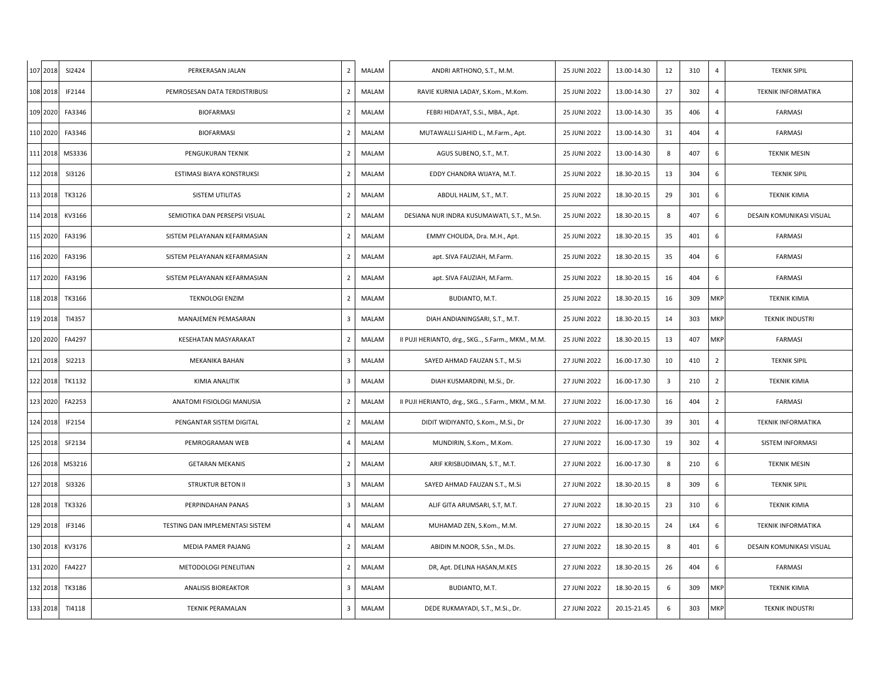| | | | | | | | | | | | | |
|---|---|---|---|---|---|---|---|---|---|---|---|---|
| 107 | 2018 | SI2424 | PERKERASAN JALAN | 2 | MALAM | ANDRI ARTHONO, S.T., M.M. | 25 JUNI 2022 | 13.00-14.30 | 12 | 310 | 4 | TEKNIK SIPIL |
| 108 | 2018 | IF2144 | PEMROSESAN DATA TERDISTRIBUSI | 2 | MALAM | RAVIE KURNIA LADAY, S.Kom., M.Kom. | 25 JUNI 2022 | 13.00-14.30 | 27 | 302 | 4 | TEKNIK INFORMATIKA |
| 109 | 2020 | FA3346 | BIOFARMASI | 2 | MALAM | FEBRI HIDAYAT, S.Si., MBA., Apt. | 25 JUNI 2022 | 13.00-14.30 | 35 | 406 | 4 | FARMASI |
| 110 | 2020 | FA3346 | BIOFARMASI | 2 | MALAM | MUTAWALLI SJAHID L., M.Farm., Apt. | 25 JUNI 2022 | 13.00-14.30 | 31 | 404 | 4 | FARMASI |
| 111 | 2018 | MS3336 | PENGUKURAN TEKNIK | 2 | MALAM | AGUS SUBENO, S.T., M.T. | 25 JUNI 2022 | 13.00-14.30 | 8 | 407 | 6 | TEKNIK MESIN |
| 112 | 2018 | SI3126 | ESTIMASI BIAYA KONSTRUKSI | 2 | MALAM | EDDY CHANDRA WIJAYA, M.T. | 25 JUNI 2022 | 18.30-20.15 | 13 | 304 | 6 | TEKNIK SIPIL |
| 113 | 2018 | TK3126 | SISTEM UTILITAS | 2 | MALAM | ABDUL HALIM, S.T., M.T. | 25 JUNI 2022 | 18.30-20.15 | 29 | 301 | 6 | TEKNIK KIMIA |
| 114 | 2018 | KV3166 | SEMIOTIKA DAN PERSEPSI VISUAL | 2 | MALAM | DESIANA NUR INDRA KUSUMAWATI, S.T., M.Sn. | 25 JUNI 2022 | 18.30-20.15 | 8 | 407 | 6 | DESAIN KOMUNIKASI VISUAL |
| 115 | 2020 | FA3196 | SISTEM PELAYANAN KEFARMASIAN | 2 | MALAM | EMMY CHOLIDA, Dra. M.H., Apt. | 25 JUNI 2022 | 18.30-20.15 | 35 | 401 | 6 | FARMASI |
| 116 | 2020 | FA3196 | SISTEM PELAYANAN KEFARMASIAN | 2 | MALAM | apt. SIVA FAUZIAH, M.Farm. | 25 JUNI 2022 | 18.30-20.15 | 35 | 404 | 6 | FARMASI |
| 117 | 2020 | FA3196 | SISTEM PELAYANAN KEFARMASIAN | 2 | MALAM | apt. SIVA FAUZIAH, M.Farm. | 25 JUNI 2022 | 18.30-20.15 | 16 | 404 | 6 | FARMASI |
| 118 | 2018 | TK3166 | TEKNOLOGI ENZIM | 2 | MALAM | BUDIANTO, M.T. | 25 JUNI 2022 | 18.30-20.15 | 16 | 309 | MKP | TEKNIK KIMIA |
| 119 | 2018 | TI4357 | MANAJEMEN PEMASARAN | 3 | MALAM | DIAH ANDIANINGSARI, S.T., M.T. | 25 JUNI 2022 | 18.30-20.15 | 14 | 303 | MKP | TEKNIK INDUSTRI |
| 120 | 2020 | FA4297 | KESEHATAN MASYARAKAT | 2 | MALAM | II PUJI HERIANTO, drg., SKG.., S.Farm., MKM., M.M. | 25 JUNI 2022 | 18.30-20.15 | 13 | 407 | MKP | FARMASI |
| 121 | 2018 | SI2213 | MEKANIKA BAHAN | 3 | MALAM | SAYED AHMAD FAUZAN S.T., M.Si | 27 JUNI 2022 | 16.00-17.30 | 10 | 410 | 2 | TEKNIK SIPIL |
| 122 | 2018 | TK1132 | KIMIA ANALITIK | 3 | MALAM | DIAH KUSMARDINI, M.Si., Dr. | 27 JUNI 2022 | 16.00-17.30 | 3 | 210 | 2 | TEKNIK KIMIA |
| 123 | 2020 | FA2253 | ANATOMI FISIOLOGI MANUSIA | 2 | MALAM | II PUJI HERIANTO, drg., SKG.., S.Farm., MKM., M.M. | 27 JUNI 2022 | 16.00-17.30 | 16 | 404 | 2 | FARMASI |
| 124 | 2018 | IF2154 | PENGANTAR SISTEM DIGITAL | 2 | MALAM | DIDIT WIDIYANTO, S.Kom., M.Si., Dr | 27 JUNI 2022 | 16.00-17.30 | 39 | 301 | 4 | TEKNIK INFORMATIKA |
| 125 | 2018 | SF2134 | PEMROGRAMAN WEB | 4 | MALAM | MUNDIRIN, S.Kom., M.Kom. | 27 JUNI 2022 | 16.00-17.30 | 19 | 302 | 4 | SISTEM INFORMASI |
| 126 | 2018 | MS3216 | GETARAN MEKANIS | 2 | MALAM | ARIF KRISBUDIMAN, S.T., M.T. | 27 JUNI 2022 | 16.00-17.30 | 8 | 210 | 6 | TEKNIK MESIN |
| 127 | 2018 | SI3326 | STRUKTUR BETON II | 3 | MALAM | SAYED AHMAD FAUZAN S.T., M.Si | 27 JUNI 2022 | 18.30-20.15 | 8 | 309 | 6 | TEKNIK SIPIL |
| 128 | 2018 | TK3326 | PERPINDAHAN PANAS | 3 | MALAM | ALIF GITA ARUMSARI, S.T, M.T. | 27 JUNI 2022 | 18.30-20.15 | 23 | 310 | 6 | TEKNIK KIMIA |
| 129 | 2018 | IF3146 | TESTING DAN IMPLEMENTASI SISTEM | 4 | MALAM | MUHAMAD ZEN, S.Kom., M.M. | 27 JUNI 2022 | 18.30-20.15 | 24 | LK4 | 6 | TEKNIK INFORMATIKA |
| 130 | 2018 | KV3176 | MEDIA PAMER PAJANG | 2 | MALAM | ABIDIN M.NOOR, S.Sn., M.Ds. | 27 JUNI 2022 | 18.30-20.15 | 8 | 401 | 6 | DESAIN KOMUNIKASI VISUAL |
| 131 | 2020 | FA4227 | METODOLOGI PENELITIAN | 2 | MALAM | DR, Apt. DELINA HASAN,M.KES | 27 JUNI 2022 | 18.30-20.15 | 26 | 404 | 6 | FARMASI |
| 132 | 2018 | TK3186 | ANALISIS BIOREAKTOR | 3 | MALAM | BUDIANTO, M.T. | 27 JUNI 2022 | 18.30-20.15 | 6 | 309 | MKP | TEKNIK KIMIA |
| 133 | 2018 | TI4118 | TEKNIK PERAMALAN | 3 | MALAM | DEDE RUKMAYADI, S.T., M.Si., Dr. | 27 JUNI 2022 | 20.15-21.45 | 6 | 303 | MKP | TEKNIK INDUSTRI |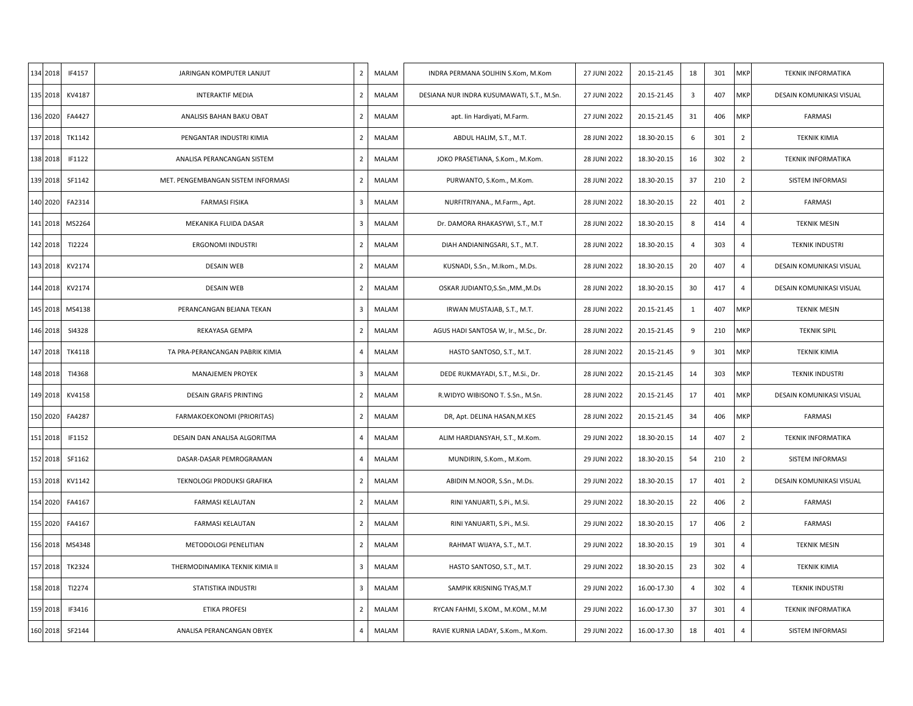| 134 | 2018 | IF4157 | JARINGAN KOMPUTER LANJUT | 2 | MALAM | INDRA PERMANA SOLIHIN S.Kom, M.Kom | 27 JUNI 2022 | 20.15-21.45 | 18 | 301 | MKP | TEKNIK INFORMATIKA |
|---|---|---|---|---|---|---|---|---|---|---|---|---|
| 135 | 2018 | KV4187 | INTERAKTIF MEDIA | 2 | MALAM | DESIANA NUR INDRA KUSUMAWATI, S.T., M.Sn. | 27 JUNI 2022 | 20.15-21.45 | 3 | 407 | MKP | DESAIN KOMUNIKASI VISUAL |
| 136 | 2020 | FA4427 | ANALISIS BAHAN BAKU OBAT | 2 | MALAM | apt. Iin Hardiyati, M.Farm. | 27 JUNI 2022 | 20.15-21.45 | 31 | 406 | MKP | FARMASI |
| 137 | 2018 | TK1142 | PENGANTAR INDUSTRI KIMIA | 2 | MALAM | ABDUL HALIM, S.T., M.T. | 28 JUNI 2022 | 18.30-20.15 | 6 | 301 | 2 | TEKNIK KIMIA |
| 138 | 2018 | IF1122 | ANALISA PERANCANGAN SISTEM | 2 | MALAM | JOKO PRASETIANA, S.Kom., M.Kom. | 28 JUNI 2022 | 18.30-20.15 | 16 | 302 | 2 | TEKNIK INFORMATIKA |
| 139 | 2018 | SF1142 | MET. PENGEMBANGAN SISTEM INFORMASI | 2 | MALAM | PURWANTO, S.Kom., M.Kom. | 28 JUNI 2022 | 18.30-20.15 | 37 | 210 | 2 | SISTEM INFORMASI |
| 140 | 2020 | FA2314 | FARMASI FISIKA | 3 | MALAM | NURFITRIYANA., M.Farm., Apt. | 28 JUNI 2022 | 18.30-20.15 | 22 | 401 | 2 | FARMASI |
| 141 | 2018 | MS2264 | MEKANIKA FLUIDA DASAR | 3 | MALAM | Dr. DAMORA RHAKASYWI, S.T., M.T | 28 JUNI 2022 | 18.30-20.15 | 8 | 414 | 4 | TEKNIK MESIN |
| 142 | 2018 | TI2224 | ERGONOMI INDUSTRI | 2 | MALAM | DIAH ANDIANINGSARI, S.T., M.T. | 28 JUNI 2022 | 18.30-20.15 | 4 | 303 | 4 | TEKNIK INDUSTRI |
| 143 | 2018 | KV2174 | DESAIN WEB | 2 | MALAM | KUSNADI, S.Sn., M.Ikom., M.Ds. | 28 JUNI 2022 | 18.30-20.15 | 20 | 407 | 4 | DESAIN KOMUNIKASI VISUAL |
| 144 | 2018 | KV2174 | DESAIN WEB | 2 | MALAM | OSKAR JUDIANTO,S.Sn.,MM.,M.Ds | 28 JUNI 2022 | 18.30-20.15 | 30 | 417 | 4 | DESAIN KOMUNIKASI VISUAL |
| 145 | 2018 | MS4138 | PERANCANGAN BEJANA TEKAN | 3 | MALAM | IRWAN MUSTAJAB, S.T., M.T. | 28 JUNI 2022 | 20.15-21.45 | 1 | 407 | MKP | TEKNIK MESIN |
| 146 | 2018 | SI4328 | REKAYASA GEMPA | 2 | MALAM | AGUS HADI SANTOSA W, Ir., M.Sc., Dr. | 28 JUNI 2022 | 20.15-21.45 | 9 | 210 | MKP | TEKNIK SIPIL |
| 147 | 2018 | TK4118 | TA PRA-PERANCANGAN PABRIK KIMIA | 4 | MALAM | HASTO SANTOSO, S.T., M.T. | 28 JUNI 2022 | 20.15-21.45 | 9 | 301 | MKP | TEKNIK KIMIA |
| 148 | 2018 | TI4368 | MANAJEMEN PROYEK | 3 | MALAM | DEDE RUKMAYADI, S.T., M.Si., Dr. | 28 JUNI 2022 | 20.15-21.45 | 14 | 303 | MKP | TEKNIK INDUSTRI |
| 149 | 2018 | KV4158 | DESAIN GRAFIS PRINTING | 2 | MALAM | R.WIDYO WIBISONO T. S.Sn., M.Sn. | 28 JUNI 2022 | 20.15-21.45 | 17 | 401 | MKP | DESAIN KOMUNIKASI VISUAL |
| 150 | 2020 | FA4287 | FARMAKOEKONOMI (PRIORITAS) | 2 | MALAM | DR, Apt. DELINA HASAN,M.KES | 28 JUNI 2022 | 20.15-21.45 | 34 | 406 | MKP | FARMASI |
| 151 | 2018 | IF1152 | DESAIN DAN ANALISA ALGORITMA | 4 | MALAM | ALIM HARDIANSYAH, S.T., M.Kom. | 29 JUNI 2022 | 18.30-20.15 | 14 | 407 | 2 | TEKNIK INFORMATIKA |
| 152 | 2018 | SF1162 | DASAR-DASAR PEMROGRAMAN | 4 | MALAM | MUNDIRIN, S.Kom., M.Kom. | 29 JUNI 2022 | 18.30-20.15 | 54 | 210 | 2 | SISTEM INFORMASI |
| 153 | 2018 | KV1142 | TEKNOLOGI PRODUKSI GRAFIKA | 2 | MALAM | ABIDIN M.NOOR, S.Sn., M.Ds. | 29 JUNI 2022 | 18.30-20.15 | 17 | 401 | 2 | DESAIN KOMUNIKASI VISUAL |
| 154 | 2020 | FA4167 | FARMASI KELAUTAN | 2 | MALAM | RINI YANUARTI, S.Pi., M.Si. | 29 JUNI 2022 | 18.30-20.15 | 22 | 406 | 2 | FARMASI |
| 155 | 2020 | FA4167 | FARMASI KELAUTAN | 2 | MALAM | RINI YANUARTI, S.Pi., M.Si. | 29 JUNI 2022 | 18.30-20.15 | 17 | 406 | 2 | FARMASI |
| 156 | 2018 | MS4348 | METODOLOGI PENELITIAN | 2 | MALAM | RAHMAT WIJAYA, S.T., M.T. | 29 JUNI 2022 | 18.30-20.15 | 19 | 301 | 4 | TEKNIK MESIN |
| 157 | 2018 | TK2324 | THERMODINAMIKA TEKNIK KIMIA II | 3 | MALAM | HASTO SANTOSO, S.T., M.T. | 29 JUNI 2022 | 18.30-20.15 | 23 | 302 | 4 | TEKNIK KIMIA |
| 158 | 2018 | TI2274 | STATISTIKA INDUSTRI | 3 | MALAM | SAMPIK KRISNING TYAS,M.T | 29 JUNI 2022 | 16.00-17.30 | 4 | 302 | 4 | TEKNIK INDUSTRI |
| 159 | 2018 | IF3416 | ETIKA PROFESI | 2 | MALAM | RYCAN FAHMI, S.KOM., M.KOM., M.M | 29 JUNI 2022 | 16.00-17.30 | 37 | 301 | 4 | TEKNIK INFORMATIKA |
| 160 | 2018 | SF2144 | ANALISA PERANCANGAN OBYEK | 4 | MALAM | RAVIE KURNIA LADAY, S.Kom., M.Kom. | 29 JUNI 2022 | 16.00-17.30 | 18 | 401 | 4 | SISTEM INFORMASI |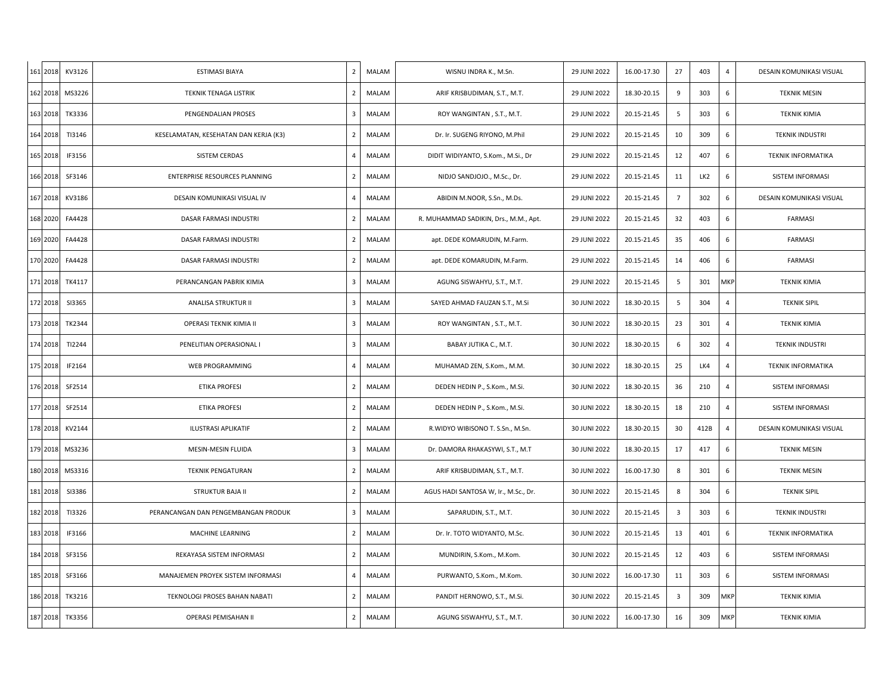| 161 | 2018 | KV3126 | ESTIMASI BIAYA | 2 | MALAM | WISNU INDRA K., M.Sn. | 29 JUNI 2022 | 16.00-17.30 | 27 | 403 | 4 | DESAIN KOMUNIKASI VISUAL |
|---|---|---|---|---|---|---|---|---|---|---|---|---|
| 162 | 2018 | MS3226 | TEKNIK TENAGA LISTRIK | 2 | MALAM | ARIF KRISBUDIMAN, S.T., M.T. | 29 JUNI 2022 | 18.30-20.15 | 9 | 303 | 6 | TEKNIK MESIN |
| 163 | 2018 | TK3336 | PENGENDALIAN PROSES | 3 | MALAM | ROY WANGINTAN , S.T., M.T. | 29 JUNI 2022 | 20.15-21.45 | 5 | 303 | 6 | TEKNIK KIMIA |
| 164 | 2018 | TI3146 | KESELAMATAN, KESEHATAN DAN KERJA (K3) | 2 | MALAM | Dr. Ir. SUGENG RIYONO, M.Phil | 29 JUNI 2022 | 20.15-21.45 | 10 | 309 | 6 | TEKNIK INDUSTRI |
| 165 | 2018 | IF3156 | SISTEM CERDAS | 4 | MALAM | DIDIT WIDIYANTO, S.Kom., M.Si., Dr | 29 JUNI 2022 | 20.15-21.45 | 12 | 407 | 6 | TEKNIK INFORMATIKA |
| 166 | 2018 | SF3146 | ENTERPRISE RESOURCES PLANNING | 2 | MALAM | NIDJO SANDJOJO., M.Sc., Dr. | 29 JUNI 2022 | 20.15-21.45 | 11 | LK2 | 6 | SISTEM INFORMASI |
| 167 | 2018 | KV3186 | DESAIN KOMUNIKASI VISUAL IV | 4 | MALAM | ABIDIN M.NOOR, S.Sn., M.Ds. | 29 JUNI 2022 | 20.15-21.45 | 7 | 302 | 6 | DESAIN KOMUNIKASI VISUAL |
| 168 | 2020 | FA4428 | DASAR FARMASI INDUSTRI | 2 | MALAM | R. MUHAMMAD SADIKIN, Drs., M.M., Apt. | 29 JUNI 2022 | 20.15-21.45 | 32 | 403 | 6 | FARMASI |
| 169 | 2020 | FA4428 | DASAR FARMASI INDUSTRI | 2 | MALAM | apt. DEDE KOMARUDIN, M.Farm. | 29 JUNI 2022 | 20.15-21.45 | 35 | 406 | 6 | FARMASI |
| 170 | 2020 | FA4428 | DASAR FARMASI INDUSTRI | 2 | MALAM | apt. DEDE KOMARUDIN, M.Farm. | 29 JUNI 2022 | 20.15-21.45 | 14 | 406 | 6 | FARMASI |
| 171 | 2018 | TK4117 | PERANCANGAN PABRIK KIMIA | 3 | MALAM | AGUNG SISWAHYU, S.T., M.T. | 29 JUNI 2022 | 20.15-21.45 | 5 | 301 | MKP | TEKNIK KIMIA |
| 172 | 2018 | SI3365 | ANALISA STRUKTUR II | 3 | MALAM | SAYED AHMAD FAUZAN S.T., M.Si | 30 JUNI 2022 | 18.30-20.15 | 5 | 304 | 4 | TEKNIK SIPIL |
| 173 | 2018 | TK2344 | OPERASI TEKNIK KIMIA II | 3 | MALAM | ROY WANGINTAN , S.T., M.T. | 30 JUNI 2022 | 18.30-20.15 | 23 | 301 | 4 | TEKNIK KIMIA |
| 174 | 2018 | TI2244 | PENELITIAN OPERASIONAL I | 3 | MALAM | BABAY JUTIKA C., M.T. | 30 JUNI 2022 | 18.30-20.15 | 6 | 302 | 4 | TEKNIK INDUSTRI |
| 175 | 2018 | IF2164 | WEB PROGRAMMING | 4 | MALAM | MUHAMAD ZEN, S.Kom., M.M. | 30 JUNI 2022 | 18.30-20.15 | 25 | LK4 | 4 | TEKNIK INFORMATIKA |
| 176 | 2018 | SF2514 | ETIKA PROFESI | 2 | MALAM | DEDEN HEDIN P., S.Kom., M.Si. | 30 JUNI 2022 | 18.30-20.15 | 36 | 210 | 4 | SISTEM INFORMASI |
| 177 | 2018 | SF2514 | ETIKA PROFESI | 2 | MALAM | DEDEN HEDIN P., S.Kom., M.Si. | 30 JUNI 2022 | 18.30-20.15 | 18 | 210 | 4 | SISTEM INFORMASI |
| 178 | 2018 | KV2144 | ILUSTRASI APLIKATIF | 2 | MALAM | R.WIDYO WIBISONO T. S.Sn., M.Sn. | 30 JUNI 2022 | 18.30-20.15 | 30 | 412B | 4 | DESAIN KOMUNIKASI VISUAL |
| 179 | 2018 | MS3236 | MESIN-MESIN FLUIDA | 3 | MALAM | Dr. DAMORA RHAKASYWI, S.T., M.T | 30 JUNI 2022 | 18.30-20.15 | 17 | 417 | 6 | TEKNIK MESIN |
| 180 | 2018 | MS3316 | TEKNIK PENGATURAN | 2 | MALAM | ARIF KRISBUDIMAN, S.T., M.T. | 30 JUNI 2022 | 16.00-17.30 | 8 | 301 | 6 | TEKNIK MESIN |
| 181 | 2018 | SI3386 | STRUKTUR BAJA II | 2 | MALAM | AGUS HADI SANTOSA W, Ir., M.Sc., Dr. | 30 JUNI 2022 | 20.15-21.45 | 8 | 304 | 6 | TEKNIK SIPIL |
| 182 | 2018 | TI3326 | PERANCANGAN DAN PENGEMBANGAN PRODUK | 3 | MALAM | SAPARUDIN, S.T., M.T. | 30 JUNI 2022 | 20.15-21.45 | 3 | 303 | 6 | TEKNIK INDUSTRI |
| 183 | 2018 | IF3166 | MACHINE LEARNING | 2 | MALAM | Dr. Ir. TOTO WIDYANTO, M.Sc. | 30 JUNI 2022 | 20.15-21.45 | 13 | 401 | 6 | TEKNIK INFORMATIKA |
| 184 | 2018 | SF3156 | REKAYASA SISTEM INFORMASI | 2 | MALAM | MUNDIRIN, S.Kom., M.Kom. | 30 JUNI 2022 | 20.15-21.45 | 12 | 403 | 6 | SISTEM INFORMASI |
| 185 | 2018 | SF3166 | MANAJEMEN PROYEK SISTEM INFORMASI | 4 | MALAM | PURWANTO, S.Kom., M.Kom. | 30 JUNI 2022 | 16.00-17.30 | 11 | 303 | 6 | SISTEM INFORMASI |
| 186 | 2018 | TK3216 | TEKNOLOGI PROSES BAHAN NABATI | 2 | MALAM | PANDIT HERNOWO, S.T., M.Si. | 30 JUNI 2022 | 20.15-21.45 | 3 | 309 | MKP | TEKNIK KIMIA |
| 187 | 2018 | TK3356 | OPERASI PEMISAHAN II | 2 | MALAM | AGUNG SISWAHYU, S.T., M.T. | 30 JUNI 2022 | 16.00-17.30 | 16 | 309 | MKP | TEKNIK KIMIA |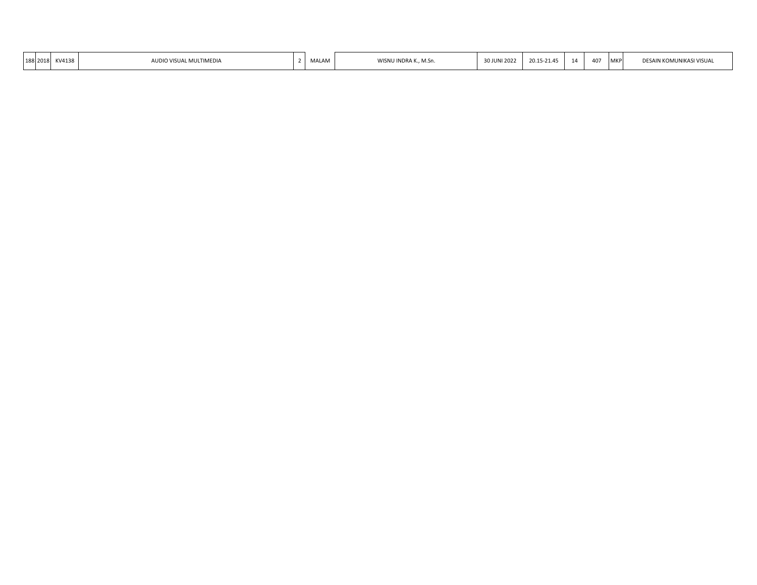| | | | | | | | | | | | | |
|---|---|---|---|---|---|---|---|---|---|---|---|---|
| 188 | 2018 | KV4138 | AUDIO VISUAL MULTIMEDIA | 2 | MALAM | WISNU INDRA K., M.Sn. | 30 JUNI 2022 | 20.15-21.45 | 14 | 407 | MKP | DESAIN KOMUNIKASI VISUAL |